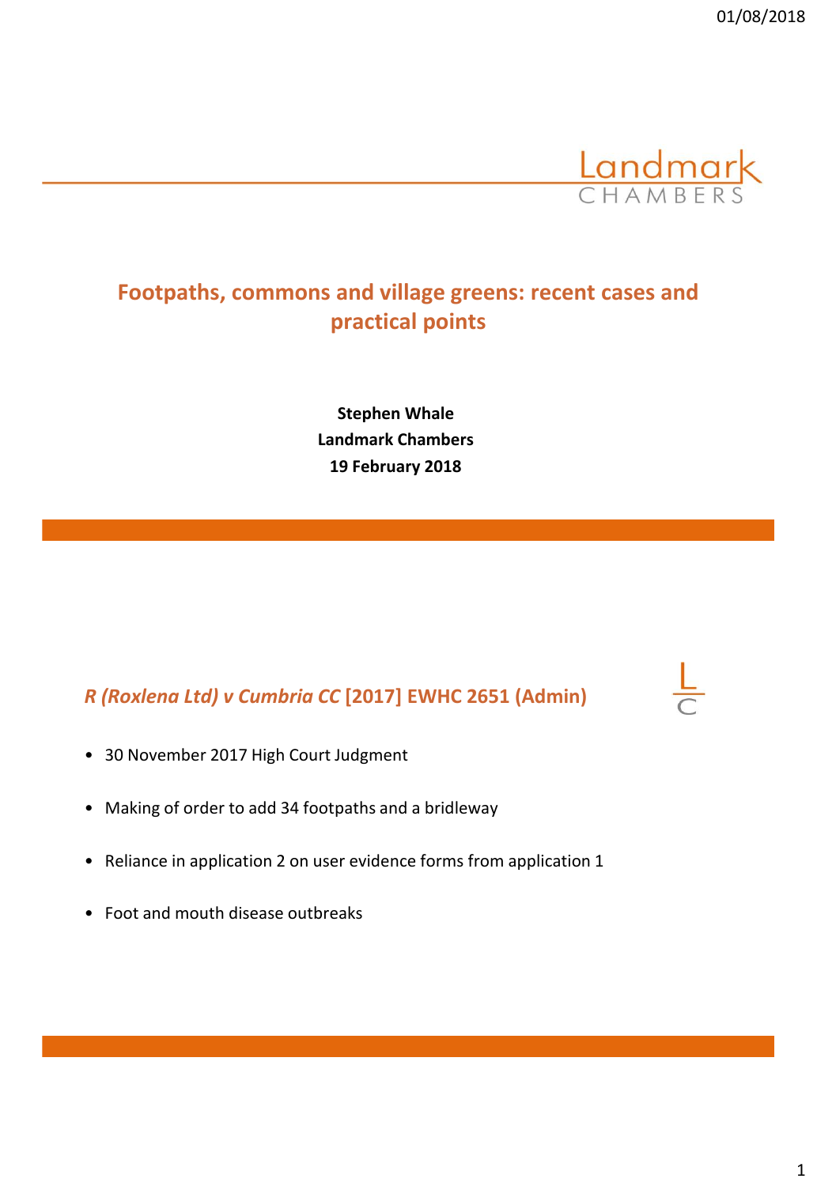# Footpaths, commons and village greens: recent cases and practical points

**Stephen Whale**
**Landmark Chambers**
**19 February 2018**

## *R (Roxlena Ltd) v Cumbria CC* [2017] EWHC 2651 (Admin)

- 30 November 2017 High Court Judgment
- Making of order to add 34 footpaths and a bridleway
- Reliance in application 2 on user evidence forms from application 1
- Foot and mouth disease outbreaks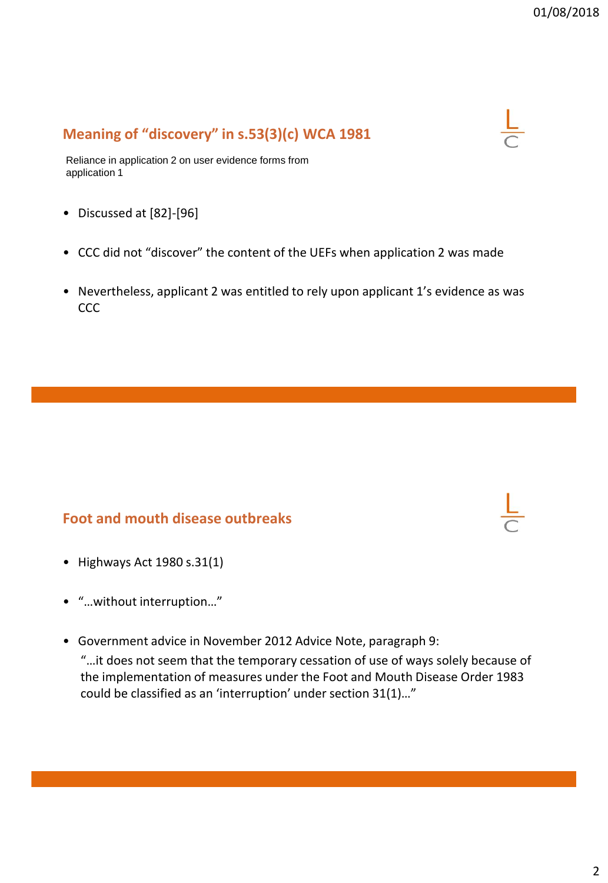## Meaning of "discovery" in s.53(3)(c) WCA 1981

Reliance in application 2 on user evidence forms from application 1

- Discussed at [82]-[96]
- CCC did not "discover" the content of the UEFs when application 2 was made
- Nevertheless, applicant 2 was entitled to rely upon applicant 1's evidence as was CCC

## Foot and mouth disease outbreaks

- Highways Act 1980 s.31(1)
- "…without interruption…"
- Government advice in November 2012 Advice Note, paragraph 9:

  "…it does not seem that the temporary cessation of use of ways solely because of the implementation of measures under the Foot and Mouth Disease Order 1983 could be classified as an 'interruption' under section 31(1)…"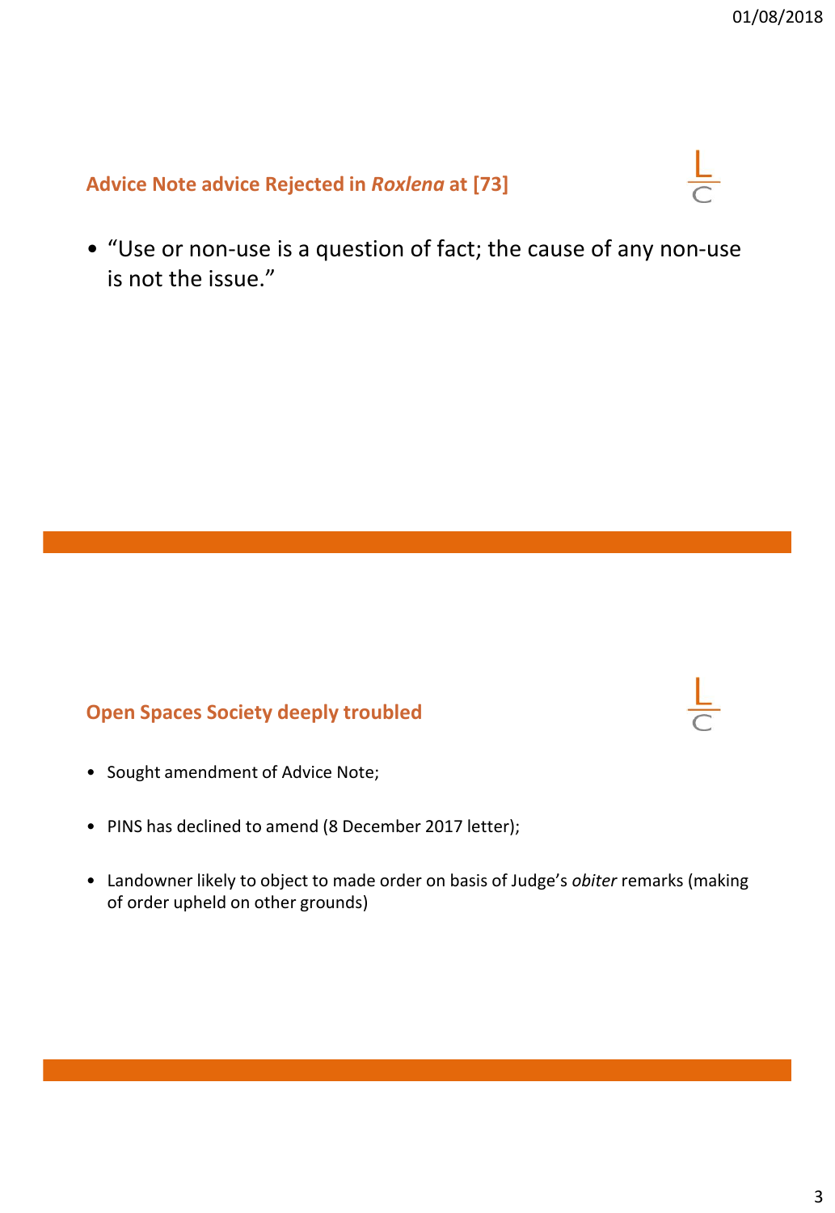## Advice Note advice Rejected in *Roxlena* at [73]

- "Use or non-use is a question of fact; the cause of any non-use is not the issue."

## Open Spaces Society deeply troubled

- Sought amendment of Advice Note;
- PINS has declined to amend (8 December 2017 letter);
- Landowner likely to object to made order on basis of Judge's *obiter* remarks (making of order upheld on other grounds)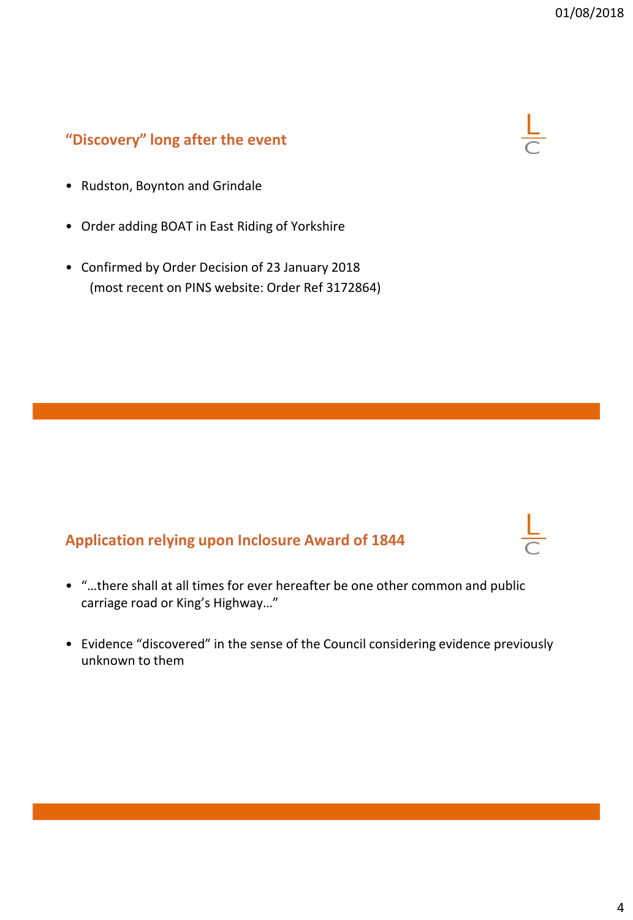## "Discovery" long after the event

- Rudston, Boynton and Grindale
- Order adding BOAT in East Riding of Yorkshire
- Confirmed by Order Decision of 23 January 2018
  (most recent on PINS website: Order Ref 3172864)

## Application relying upon Inclosure Award of 1844

- "…there shall at all times for ever hereafter be one other common and public carriage road or King's Highway…"
- Evidence "discovered" in the sense of the Council considering evidence previously unknown to them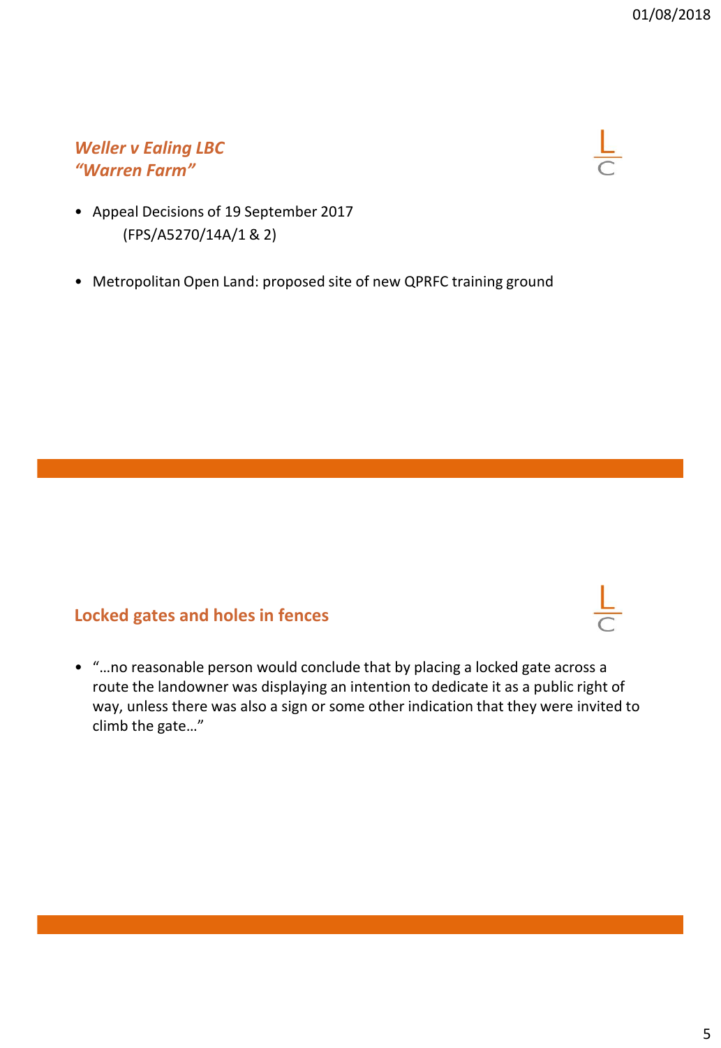## *Weller v Ealing LBC*
## *"Warren Farm"*

- Appeal Decisions of 19 September 2017
  (FPS/A5270/14A/1 & 2)

- Metropolitan Open Land: proposed site of new QPRFC training ground

## Locked gates and holes in fences

- "…no reasonable person would conclude that by placing a locked gate across a route the landowner was displaying an intention to dedicate it as a public right of way, unless there was also a sign or some other indication that they were invited to climb the gate…"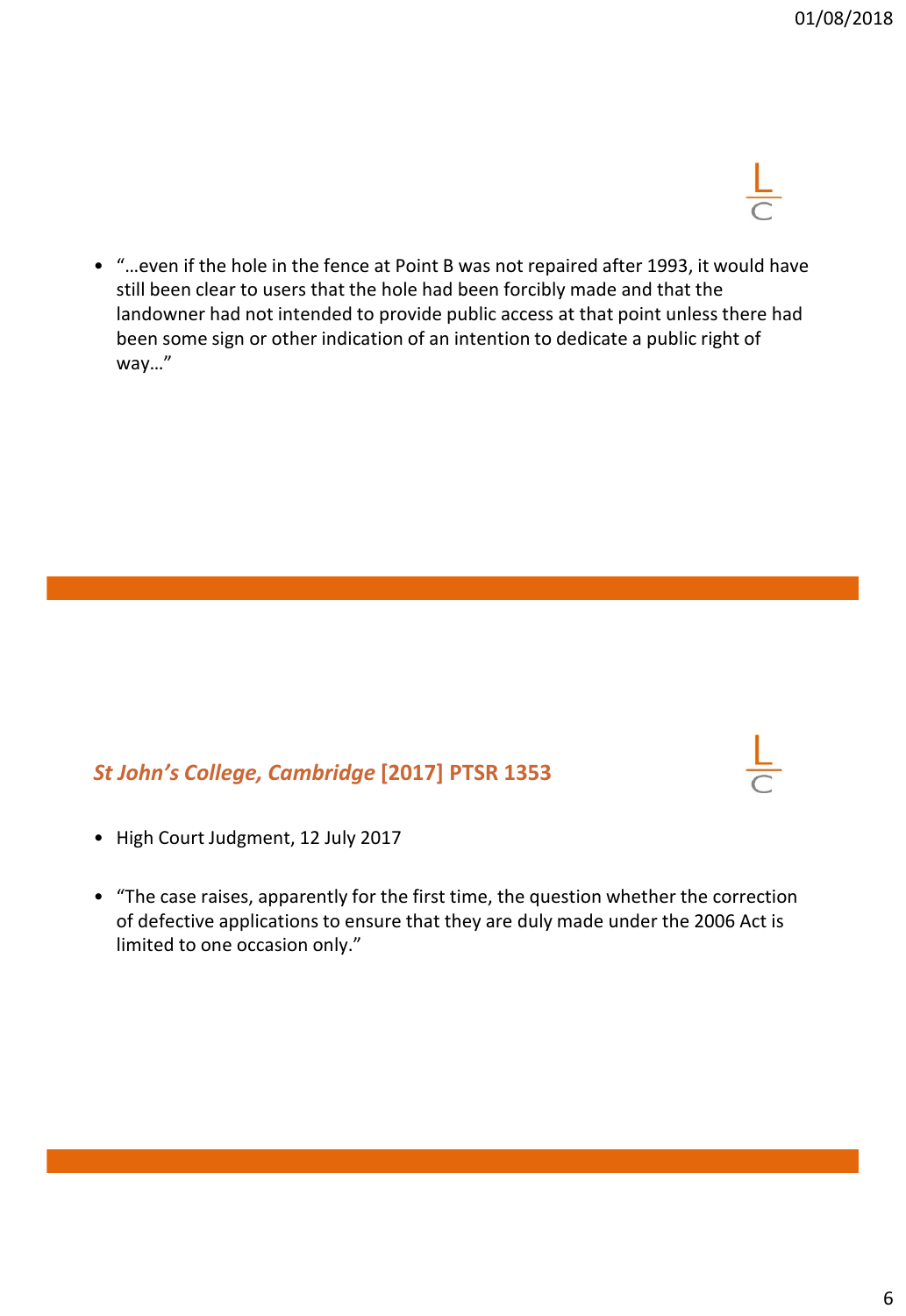- "…even if the hole in the fence at Point B was not repaired after 1993, it would have still been clear to users that the hole had been forcibly made and that the landowner had not intended to provide public access at that point unless there had been some sign or other indication of an intention to dedicate a public right of way…"

## *St John's College, Cambridge* [2017] PTSR 1353

- High Court Judgment, 12 July 2017
- "The case raises, apparently for the first time, the question whether the correction of defective applications to ensure that they are duly made under the 2006 Act is limited to one occasion only."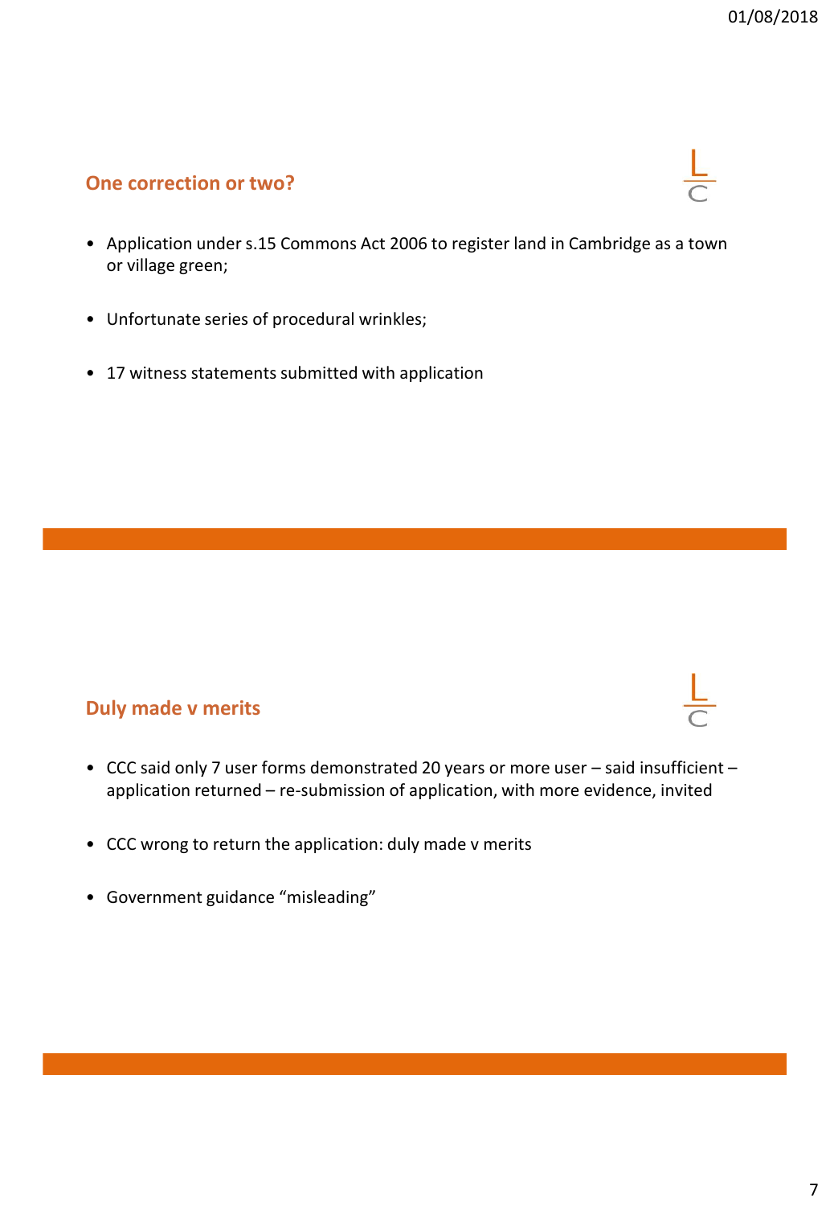## One correction or two?

- Application under s.15 Commons Act 2006 to register land in Cambridge as a town or village green;
- Unfortunate series of procedural wrinkles;
- 17 witness statements submitted with application

## Duly made v merits

- CCC said only 7 user forms demonstrated 20 years or more user – said insufficient – application returned – re-submission of application, with more evidence, invited
- CCC wrong to return the application: duly made v merits
- Government guidance "misleading"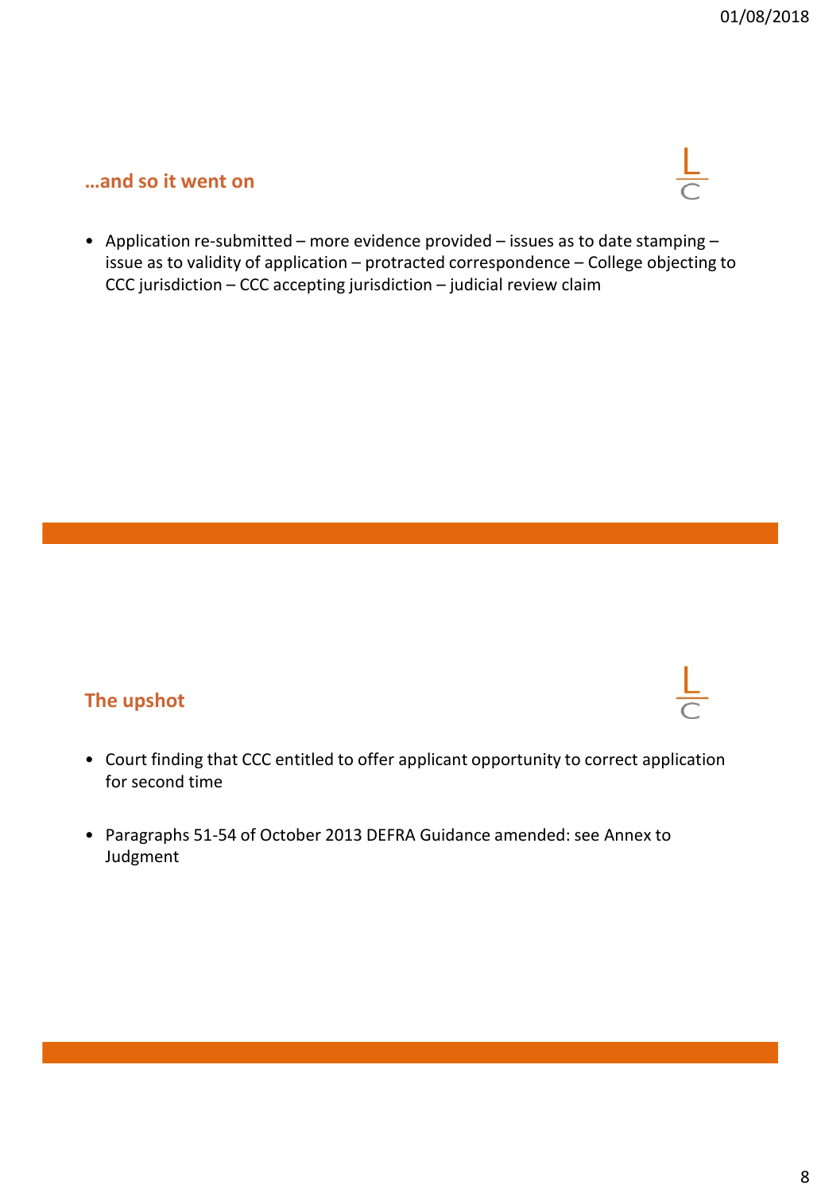## …and so it went on

- Application re-submitted – more evidence provided – issues as to date stamping – issue as to validity of application – protracted correspondence – College objecting to CCC jurisdiction – CCC accepting jurisdiction – judicial review claim

## The upshot

- Court finding that CCC entitled to offer applicant opportunity to correct application for second time

- Paragraphs 51-54 of October 2013 DEFRA Guidance amended: see Annex to Judgment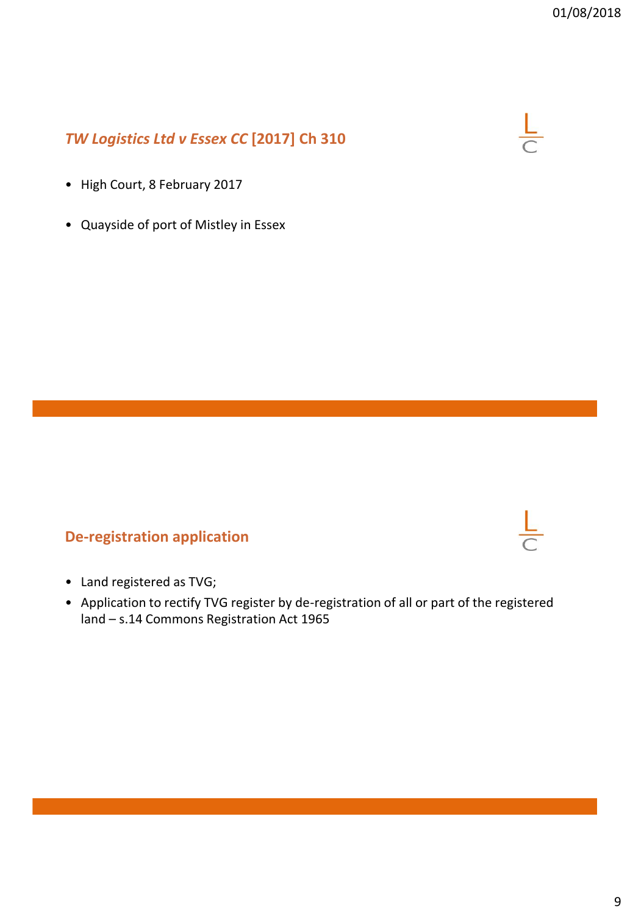## *TW Logistics Ltd v Essex CC* [2017] Ch 310

- High Court, 8 February 2017
- Quayside of port of Mistley in Essex

## De-registration application

- Land registered as TVG;
- Application to rectify TVG register by de-registration of all or part of the registered land – s.14 Commons Registration Act 1965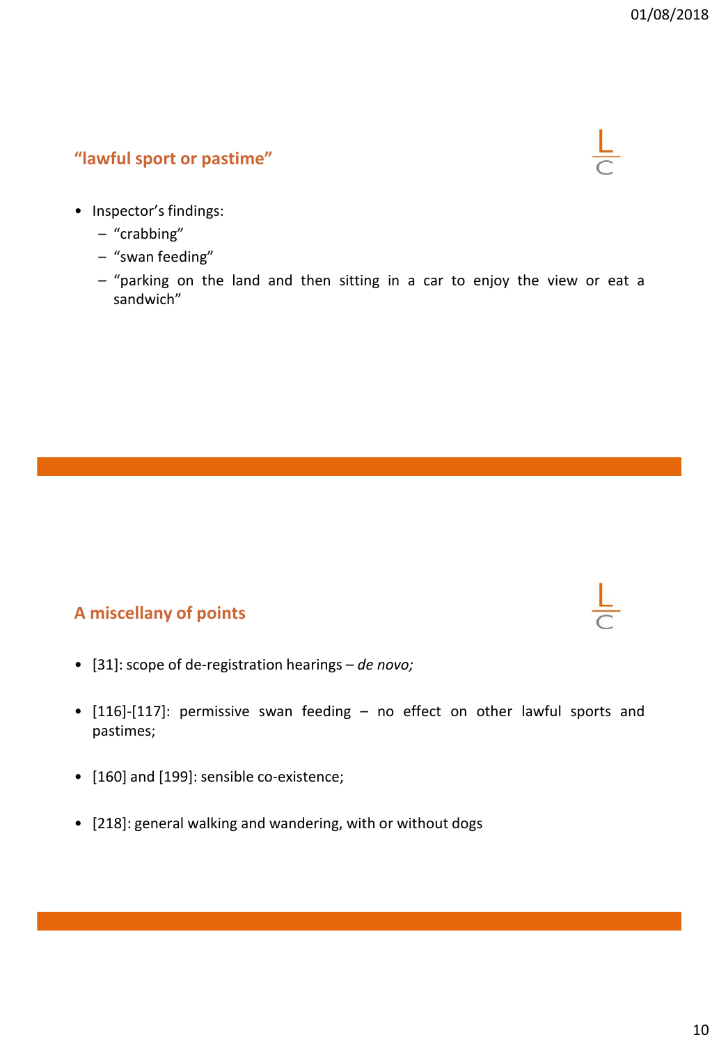## "lawful sport or pastime"

- Inspector's findings:
  - "crabbing"
  - "swan feeding"
  - "parking on the land and then sitting in a car to enjoy the view or eat a sandwich"

## A miscellany of points

- [31]: scope of de-registration hearings – *de novo;*
- [116]-[117]: permissive swan feeding – no effect on other lawful sports and pastimes;
- [160] and [199]: sensible co-existence;
- [218]: general walking and wandering, with or without dogs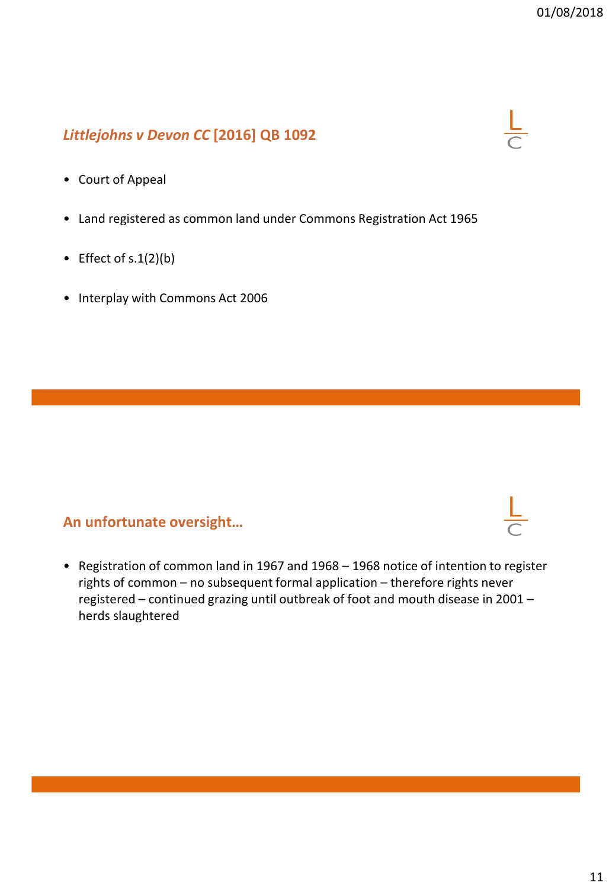## *Littlejohns v Devon CC* [2016] QB 1092

- Court of Appeal
- Land registered as common land under Commons Registration Act 1965
- Effect of s.1(2)(b)
- Interplay with Commons Act 2006

## An unfortunate oversight…

- Registration of common land in 1967 and 1968 – 1968 notice of intention to register rights of common – no subsequent formal application – therefore rights never registered – continued grazing until outbreak of foot and mouth disease in 2001 – herds slaughtered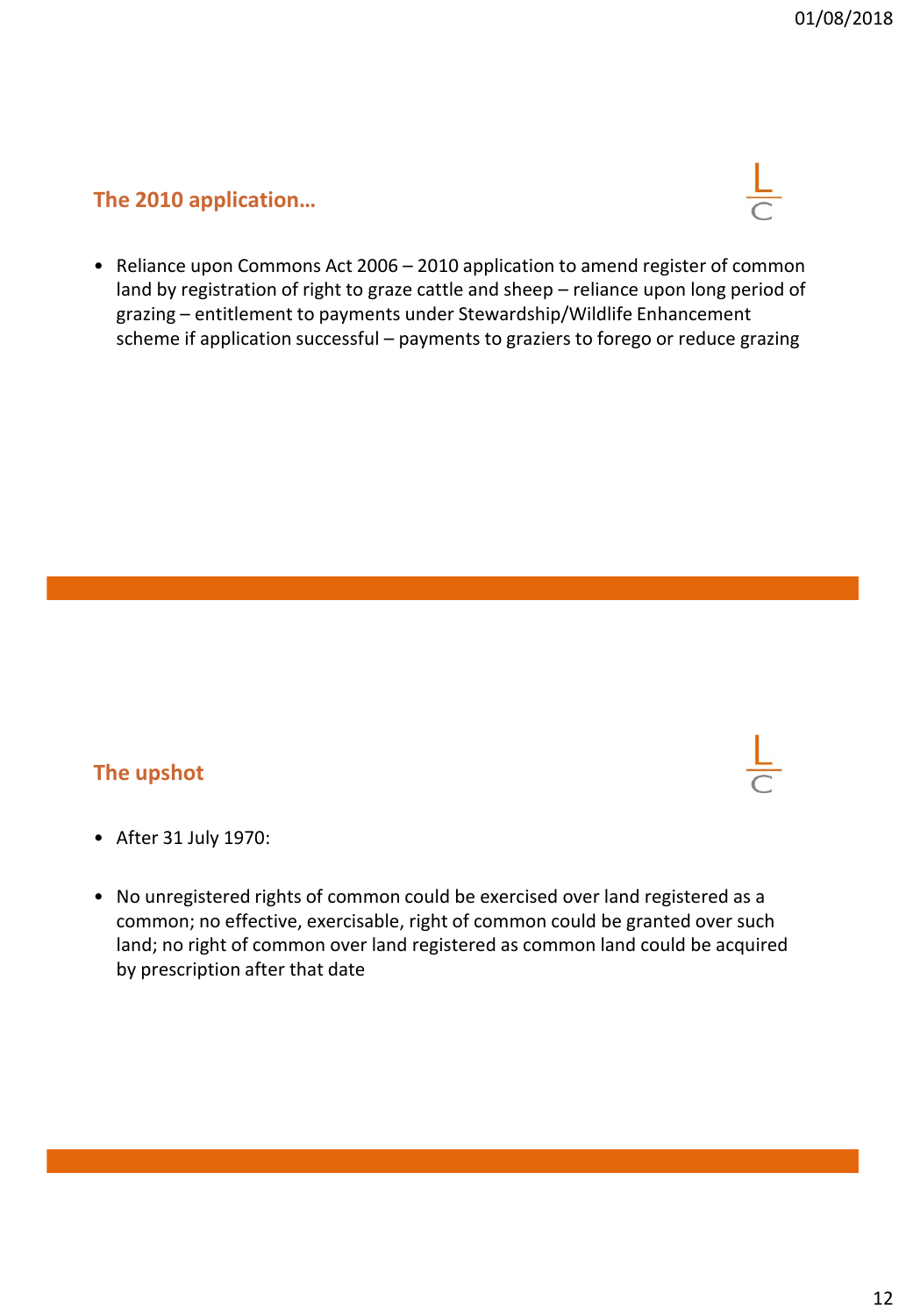## The 2010 application…

- Reliance upon Commons Act 2006 – 2010 application to amend register of common land by registration of right to graze cattle and sheep – reliance upon long period of grazing – entitlement to payments under Stewardship/Wildlife Enhancement scheme if application successful – payments to graziers to forego or reduce grazing

## The upshot

- After 31 July 1970:

- No unregistered rights of common could be exercised over land registered as a common; no effective, exercisable, right of common could be granted over such land; no right of common over land registered as common land could be acquired by prescription after that date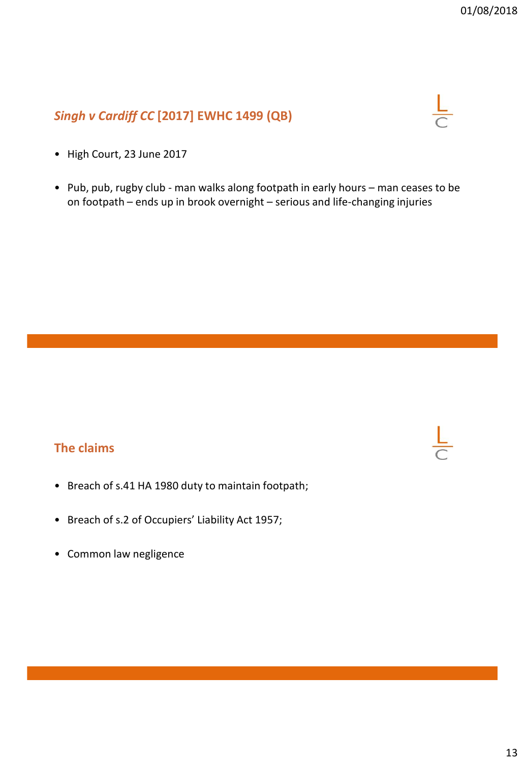## *Singh v Cardiff CC* [2017] EWHC 1499 (QB)

- High Court, 23 June 2017
- Pub, pub, rugby club - man walks along footpath in early hours – man ceases to be on footpath – ends up in brook overnight – serious and life-changing injuries

## The claims

- Breach of s.41 HA 1980 duty to maintain footpath;
- Breach of s.2 of Occupiers' Liability Act 1957;
- Common law negligence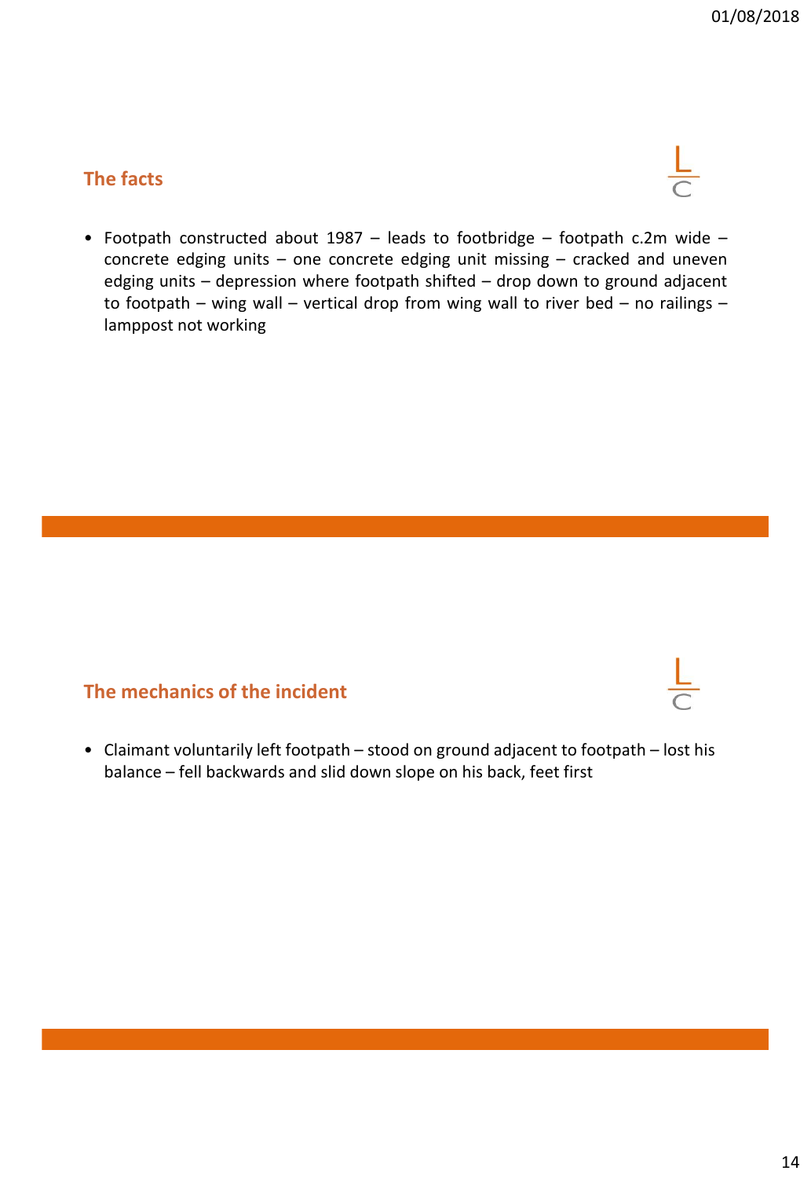## The facts

- Footpath constructed about 1987 – leads to footbridge – footpath c.2m wide – concrete edging units – one concrete edging unit missing – cracked and uneven edging units – depression where footpath shifted – drop down to ground adjacent to footpath – wing wall – vertical drop from wing wall to river bed – no railings – lamppost not working

## The mechanics of the incident

- Claimant voluntarily left footpath – stood on ground adjacent to footpath – lost his balance – fell backwards and slid down slope on his back, feet first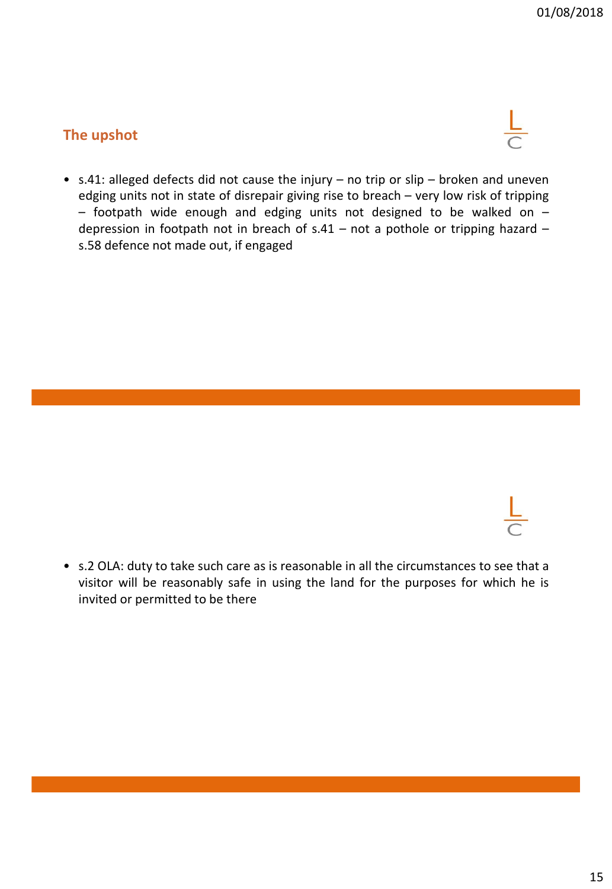## The upshot

- s.41: alleged defects did not cause the injury – no trip or slip – broken and uneven edging units not in state of disrepair giving rise to breach – very low risk of tripping – footpath wide enough and edging units not designed to be walked on – depression in footpath not in breach of s.41 – not a pothole or tripping hazard – s.58 defence not made out, if engaged

- s.2 OLA: duty to take such care as is reasonable in all the circumstances to see that a visitor will be reasonably safe in using the land for the purposes for which he is invited or permitted to be there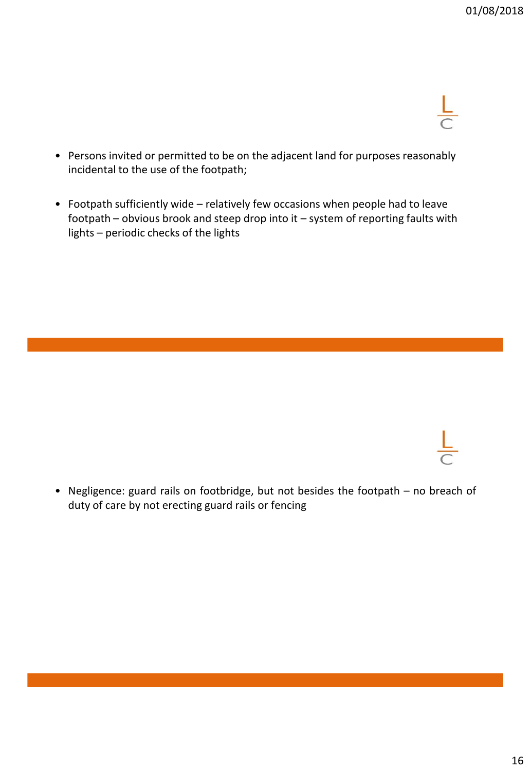- Persons invited or permitted to be on the adjacent land for purposes reasonably incidental to the use of the footpath;

- Footpath sufficiently wide – relatively few occasions when people had to leave footpath – obvious brook and steep drop into it – system of reporting faults with lights – periodic checks of the lights

---

- Negligence: guard rails on footbridge, but not besides the footpath – no breach of duty of care by not erecting guard rails or fencing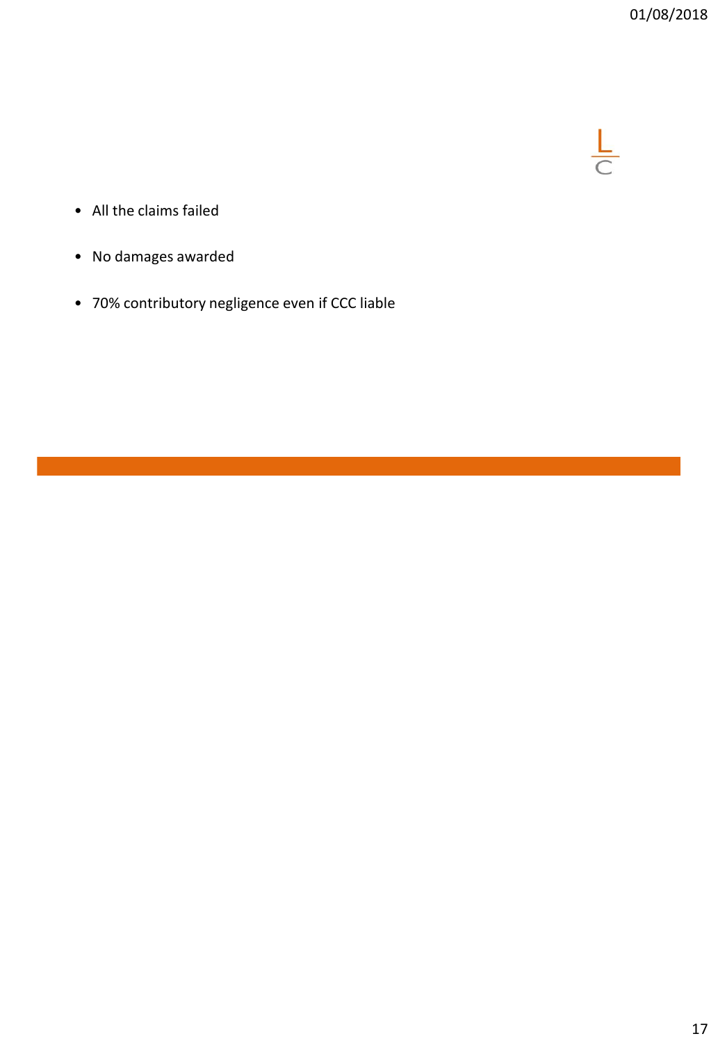- All the claims failed
- No damages awarded
- 70% contributory negligence even if CCC liable